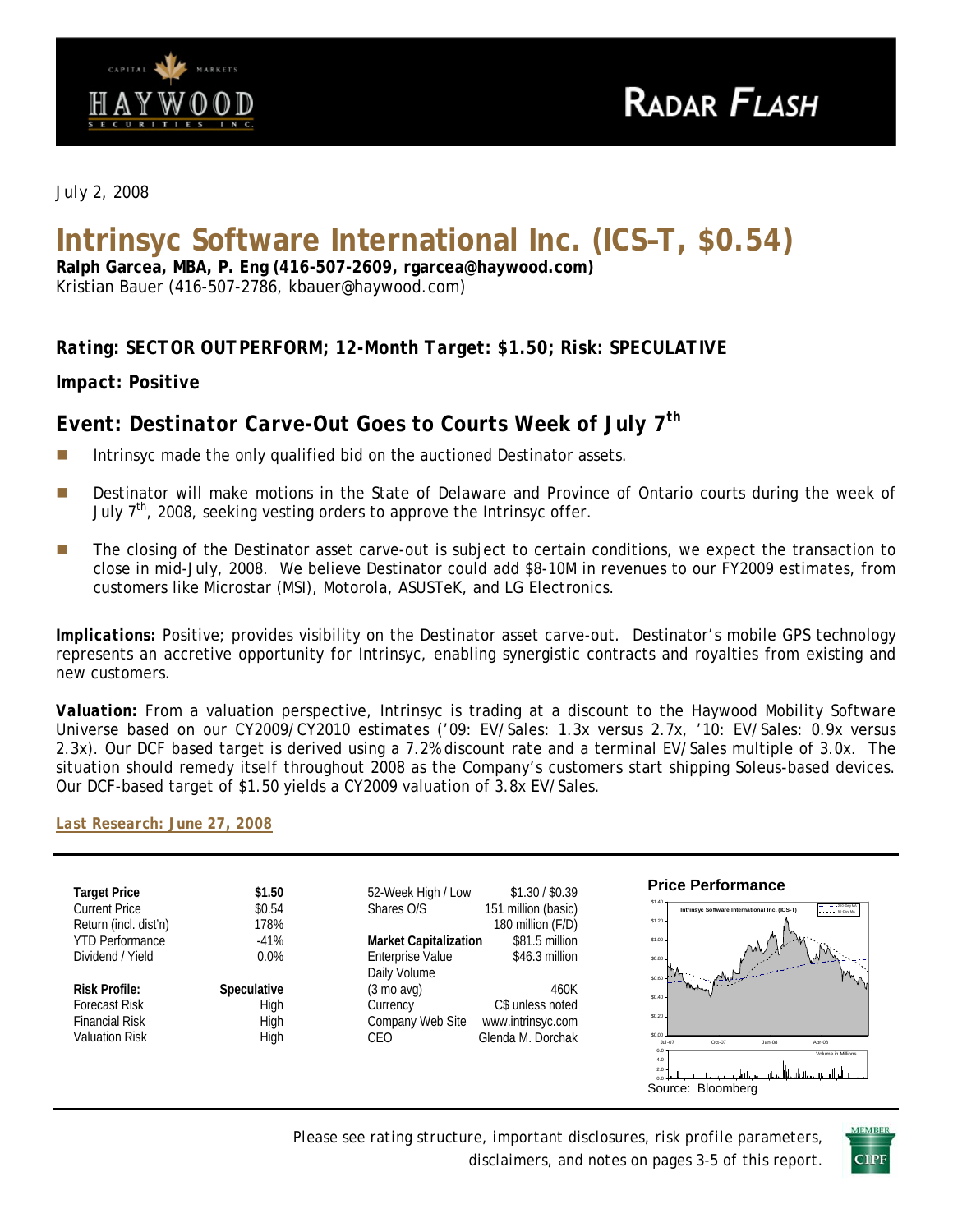HAYWOOD SECURITIES INC. — CAPITAL MARKETS

RADAR FLASH

July 2, 2008

# Intrinsyc Software International Inc. (ICS–T, $0.54)

**Ralph Garcea, MBA, P. Eng (416-507-2609, rgarcea@haywood.com)**
Kristian Bauer (416-507-2786, kbauer@haywood.com)

***Rating: SECTOR OUTPERFORM; 12-Month Target: $1.50; Risk: SPECULATIVE***

***Impact: Positive***

## *Event: Destinator Carve-Out Goes to Courts Week of July 7th*

- Intrinsyc made the only qualified bid on the auctioned Destinator assets.
- Destinator will make motions in the State of Delaware and Province of Ontario courts during the week of July 7th, 2008, seeking vesting orders to approve the Intrinsyc offer.
- The closing of the Destinator asset carve-out is subject to certain conditions, we expect the transaction to close in mid-July, 2008. We believe Destinator could add $8-10M in revenues to our FY2009 estimates, from customers like Microstar (MSI), Motorola, ASUSTeK, and LG Electronics.

***Implications:*** Positive; provides visibility on the Destinator asset carve-out. Destinator's mobile GPS technology represents an accretive opportunity for Intrinsyc, enabling synergistic contracts and royalties from existing and new customers.

***Valuation:*** From a valuation perspective, Intrinsyc is trading at a discount to the Haywood Mobility Software Universe based on our CY2009/CY2010 estimates ('09: EV/Sales: 1.3x versus 2.7x, '10: EV/Sales: 0.9x versus 2.3x). Our DCF based target is derived using a 7.2% discount rate and a terminal EV/Sales multiple of 3.0x. The situation should remedy itself throughout 2008 as the Company's customers start shipping Soleus-based devices. Our DCF-based target of $1.50 yields a CY2009 valuation of 3.8x EV/Sales.

***Last Research: June 27, 2008***

| | | | |
|---|---|---|---|
| **Target Price** | **$1.50** | 52-Week High / Low | $1.30 / $0.39 |
| Current Price | $0.54 | Shares O/S | 151 million (basic) |
| Return (incl. dist'n) | 178% | | 180 million (F/D) |
| YTD Performance | -41% | **Market Capitalization** | $81.5 million |
| Dividend / Yield | 0.0% | Enterprise Value | $46.3 million |
| | | Daily Volume (3 mo avg) | 460K |
| **Risk Profile:** | **Speculative** | Currency | C$ unless noted |
| Forecast Risk | High | Company Web Site | www.intrinsyc.com |
| Financial Risk | High | CEO | Glenda M. Dorchak |
| Valuation Risk | High | | |

**Price Performance**

Source: Bloomberg

Please see rating structure, important disclosures, risk profile parameters, disclaimers, and notes on pages 3-5 of this report.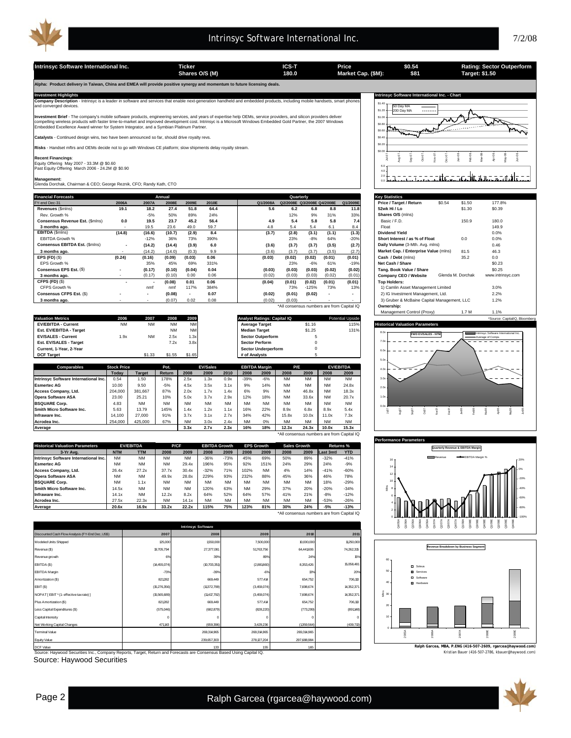| Intrinsyc Software International Inc. | Ticker | ICS-T | Price | $0.54 | Rating: Sector Outperform |
|---|---|---|---|---|---|
| | Shares O/S (M) | 180.0 | Market Cap. ($M): | $81 | Target: $1.50 |

**Alpha: Product delivery in Taiwan, China and EMEA will provide positive synergy and momentum to future licensing deals.**

## Investment Highlights

**Company Description** - Intrinsyc is a leader in software and services that enable next-generation handheld and embedded products, including mobile handsets, smart phones and converged devices.

**Investment Brief** - The company's mobile software products, engineering services, and years of expertise help OEMs, service providers, and silicon providers deliver compelling wireless products with faster time-to-market and improved development cost. Intrinsyc is a Microsoft Windows Embedded Gold Partner, the 2007 Windows Embedded Excellence Award winner for System Integrator, and a Symbian Platinum Partner.

**Catalysts** - Continued design wins, two have been announced so far, should drive royalty revs.

**Risks** - Handset mftrs and OEMs decide not to go with Windows CE platform; slow shipments delay royalty stream.

**Recent Financings**:
Equity Offering May 2007 - 33.3M @ $0.60
Past Equity Offering March 2006 - 24.2M @ $0.90

**Management:**
Glenda Dorchak, Chairman & CEO; George Reznik, CFO; Randy Kath, CTO

## Financial Forecasts

| FY-end Dec-31 | 2006A | 2007A | 2008E | 2009E | 2010E | Q1/2008A | Q2/2008E | Q3/2008E | Q4/2008E | Q1/2009E |
|---|---|---|---|---|---|---|---|---|---|---|
| **Revenues** ($mlns) | 19.1 | 18.2 | 27.4 | 51.8 | 64.4 | 5.6 | 6.2 | 6.8 | 8.8 | 11.8 |
| Rev. Growth % | | -5% | 50% | 89% | 24% | | 12% | 9% | 31% | 33% |
| **Consensus Revenue Est.** ($mlns) | 0.0 | 19.5 | 23.7 | 45.2 | 56.4 | 4.9 | 5.4 | 5.8 | 5.8 | 7.4 |
| **3 months ago.** | - | 19.5 | 23.6 | 49.0 | 59.7 | 4.8 | 5.4 | 5.4 | 6.1 | 8.4 |
| **EBITDA** ($mlns) | (14.8) | (16.6) | (10.7) | (2.9) | 8.4 | (3.7) | (2.8) | (3.1) | (1.1) | (1.3) |
| EBITDA Growth % | | -12% | 36% | 73% | 390% | | 23% | -8% | 64% | -20% |
| **Consensus EBITDA Est.** ($mlns) | - | (14.2) | (14.4) | (3.9) | 6.0 | (3.6) | (3.7) | (3.7) | (3.5) | (2.7) |
| **3 months ago.** | - | (14.2) | (14.0) | (0.3) | 9.9 | (3.6) | (3.7) | (3.7) | (3.5) | (2.7) |
| **EPS (FD)** ($) | (0.24) | (0.16) | (0.09) | (0.03) | 0.06 | (0.03) | (0.02) | (0.02) | (0.01) | (0.01) |
| EPS Growth % | | 35% | 45% | 69% | 331% | | 23% | -8% | 61% | -19% |
| **Consensus EPS Est.** ($) | - | (0.17) | (0.10) | (0.04) | 0.04 | (0.03) | (0.03) | (0.03) | (0.02) | (0.02) |
| **3 months ago.** | - | (0.17) | (0.10) | 0.00 | 0.06 | (0.02) | (0.03) | (0.03) | (0.02) | (0.01) |
| **CFPS (FD)** ($) | - | - | (0.08) | 0.01 | 0.06 | (0.04) | (0.01) | (0.02) | (0.01) | (0.01) |
| CFPS Growth % | | nmf | nmf | 117% | 384% | | 73% | -125% | 73% | 13% |
| **Consensus CFPS Est.** ($) | - | - | (0.08) | - | 0.07 | (0.02) | (0.01) | (0.02) | - | - |
| **3 months ago.** | - | - | (0.07) | 0.02 | 0.08 | (0.02) | (0.03) | - | - | - |

*All consensus numbers are from Capital IQ

## Key Statistics

| | | | |
|---|---|---|---|
| **Price / Target / Return** | $0.54 | $1.50 | 177.8% |
| **52wk Hi / Lo** | | $1.30 | $0.39 |
| **Shares O/S** (mlns) | | | |
| Basic / F.D. | | 150.9 | 180.0 |
| Float | | | 149.9 |
| **Dividend Yield** | | | 0.0% |
| **Short Interest / as % of Float** | | 0.0 | 0.0% |
| **Daily Volume** (3-Mth. Avg. mlns) | | | 0.46 |
| **Market Cap. / Enterprise Value** (mlns) | | 81.5 | 46.3 |
| **Cash / Debt** (mlns) | | 35.2 | 0.0 |
| **Net Cash / Share** | | | $0.23 |
| **Tang. Book Value / Share** | | | $0.25 |
| **Company CEO / Website** | | Glenda M. Dorchak | www.intrinsyc.com |
| **Top Holders:** | | | |
| 1) Camlin Asset Management Limited | | | 3.0% |
| 2) IG Investment Management, Ltd. | | | 2.2% |
| 3) Gruber & McBaine Capital Management, LLC | | | 1.2% |
| **Ownership:** | | | |
| Management Control (Proxy) | | 1.7 M | 1.1% |

*Source: CapitalIQ, Bloomberg

## Valuation Metrics

| Valuation Metrics | 2006 | 2007 | 2008 | 2009 |
|---|---|---|---|---|
| **EV/EBITDA - Current** | NM | NM | NM | NM |
| **Est. EV/EBITDA - Target** | | | NM | NM |
| **EV/SALES - Current** | 1.9x | NM | 2.5x | 1.3x |
| **Est. EV/SALES - Target** | | | 7.2x | 3.8x |
| **Current, 1-Year, 2-Year** | | | | |
| **DCF Target** | | $1.33 | $1.55 | $1.65 |

| Analyst Ratings: Capital IQ | | Potential Upside |
|---|---|---|
| **Average Target** | $1.16 | 115% |
| **Median Target** | $1.25 | 131% |
| **Sector Outperform** | 5 | |
| **Sector Perform** | 0 | |
| **Sector Underperform** | 0 | |
| **# of Analysts** | 5 | |

## Comparables

| Comparables | Stock Price Today | Stock Price Target | Pot. Return | EV/Sales 2008 | EV/Sales 2009 | EV/Sales 2010 | EBITDA Margin 2008 | EBITDA Margin 2009 | P/E 2008 | P/E 2009 | EV/EBITDA 2008 | EV/EBITDA 2009 |
|---|---|---|---|---|---|---|---|---|---|---|---|---|
| Intrinsyc Software International Inc. | 0.54 | 1.50 | 178% | 2.5x | 1.3x | 0.9x | -39% | -6% | NM | NM | NM | NM |
| Esmertec AG | 10.00 | 9.50 | -5% | 4.5x | 3.5x | 3.1x | 9% | 14% | NM | NM | NM | 24.8x |
| Access Company, Ltd. | 204,000 | 381,667 | 87% | 2.0x | 1.7x | 1.4x | 6% | 9% | NM | 46.8x | NM | 18.3x |
| Opera Software ASA | 23.00 | 25.21 | 10% | 5.0x | 3.7x | 2.9x | 12% | 18% | NM | 33.6x | NM | 20.7x |
| BSQUARE Corp. | 4.83 | NM | NM | NM | NM | NM | NM | NM | NM | NM | NM | NM |
| Smith Micro Software Inc. | 5.63 | 13.79 | 145% | 1.4x | 1.2x | 1.1x | 16% | 22% | 8.9x | 6.8x | 8.9x | 5.4x |
| Infraware Inc. | 14,100 | 27,000 | 91% | 3.7x | 3.1x | 2.7x | 34% | 42% | 15.8x | 10.0x | 11.0x | 7.3x |
| Acrodea Inc. | 254,000 | 425,000 | 67% | NM | 3.0x | 2.4x | NM | 0% | NM | NM | NM | NM |
| **Average** | | | | **3.3x** | **2.7x** | **2.3x** | **16%** | **18%** | **12.3x** | **24.3x** | **10.0x** | **15.3x** |

*All consensus numbers are from Capital IQ

## Historical Valuation Parameters

| Historical Valuation Parameters 3-Yr Avg. | EV/EBITDA NTM | EV/EBITDA TTM | P/CF 2008 | P/CF 2009 | EBITDA Growth 2008 | EBITDA Growth 2009 | EPS Growth 2008 | EPS Growth 2009 | Sales Growth 2008 | Sales Growth 2009 | Returns % Last 3mtl | Returns % YTD |
|---|---|---|---|---|---|---|---|---|---|---|---|---|
| Intrinsyc Software International Inc. | NM | NM | NM | NM | -36% | -73% | 45% | 69% | 50% | 89% | -32% | -41% |
| Esmertec AG | NM | NM | NM | 29.4x | 196% | 95% | 92% | 151% | 24% | 29% | 24% | -9% |
| Access Company, Ltd. | 26.4x | 27.2x | 37.7x | 30.4x | -32% | 71% | 102% | NM | 4% | 14% | -41% | -60% |
| Opera Software ASA | NM | NM | 49.9x | 28.8x | 229% | 93% | 232% | 88% | 45% | 36% | 46% | 78% |
| BSQUARE Corp. | NM | 1.1x | NM | NM | NM | NM | NM | NM | NM | NM | 18% | -29% |
| Smith Micro Software Inc. | 14.5x | NM | NM | NM | 120% | 63% | NM | 29% | 37% | 20% | -20% | -34% |
| Infraware Inc. | 14.1x | NM | 12.2x | 8.2x | 64% | 52% | 64% | 57% | 41% | 21% | -8% | -12% |
| Acrodea Inc. | 27.5x | 22.3x | NM | 14.1x | NM | NM | NM | NM | NM | NM | -53% | -26% |
| **Average** | **20.6x** | **16.9x** | **33.2x** | **22.2x** | **115%** | **75%** | **123%** | **81%** | **30%** | **24%** | **-5%** | **-13%** |

*All consensus numbers are from Capital IQ

## Intrinsyc Software

| Discounted Cash Flow Analysis (FY-End Dec, US$) | 2007 | 2008 | 2009 | 2010 | 2011 |
|---|---|---|---|---|---|
| Modeled Units Shipped | 125,000 | 1,550,000 | 7,500,000 | 10,000,000 | 11,250,000 |
| Revenue ($) | 18,705,794 | 27,377,081 | 51,763,756 | 64,441,606 | 74,262,315 |
| Revenue growth | 6% | 39% | 89% | 24% | 15% |
| EBITDA ($) | (14,455,074) | (10,703,351) | (2,881,660) | 8,353,426 | 15,058,481 |
| EBITDA Margin | -73% | -39% | -6% | 13% | 20% |
| Amortization ($) | 821,282 | 669,449 | 577,414 | 654,752 | 706,110 |
| EBIT ($) | (15,276,356) | (11,372,799) | (3,459,074) | 7,698,674 | 14,352,371 |
| NOPAT [ EBIT * (1- effective tax rate) ] | (15,565,688) | (11,417,792) | (3,459,074) | 7,698,674 | 14,352,371 |
| Plus Amortization ($) | 821,282 | 669,449 | 577,414 | 654,752 | 706,110 |
| Less Capital Expenditures ($) | (575,046) | (682,879) | (828,220) | (773,299) | (891,148) |
| Capital Intensity | 0 | 0 | 0 | 0 | 0 |
| Net Working Capital Changes | 471,143 | (659,396) | 3,429,236 | (1,359,564) | (439,710) |
| Terminal Value | | 269,314,965 | 269,314,965 | 269,314,965 | |
| Equity Value | | 239,657,303 | 278,127,204 | 297,688,984 | |
| DCF Value | | 1.33 | 1.55 | 1.65 | |

Source: Haywood Securities Inc., Company Reports, Target, Return and Forecasts are Consensus Based Using Capital IQ.

Source: Haywood Securities

Ralph Garcea, MBA, P.ENG (416-507-2609, rgarcea@haywood.com)
Kristian Bauer (416-507-2786, kbauer@haywood.com)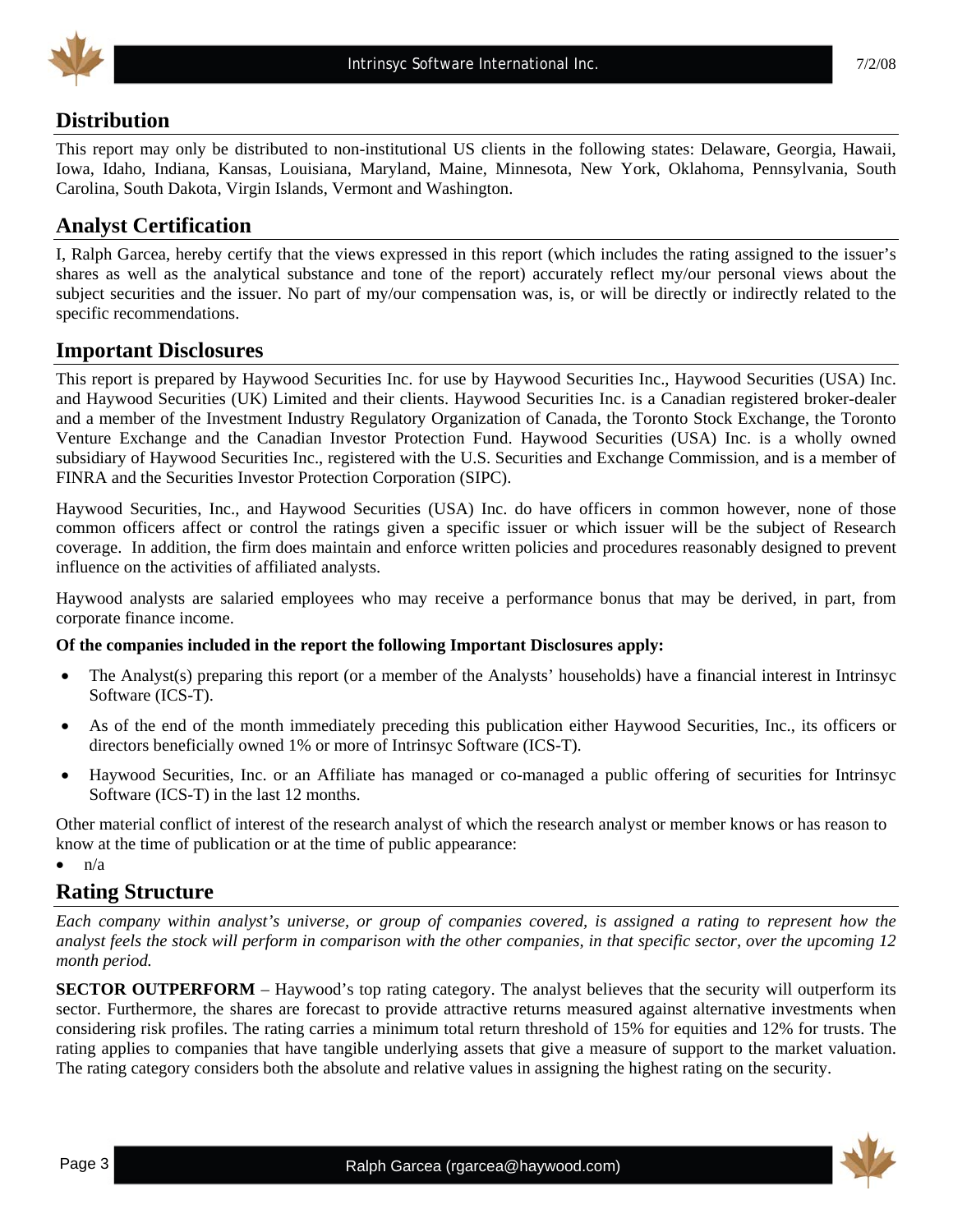## Distribution

This report may only be distributed to non-institutional US clients in the following states: Delaware, Georgia, Hawaii, Iowa, Idaho, Indiana, Kansas, Louisiana, Maryland, Maine, Minnesota, New York, Oklahoma, Pennsylvania, South Carolina, South Dakota, Virgin Islands, Vermont and Washington.

## Analyst Certification

I, Ralph Garcea, hereby certify that the views expressed in this report (which includes the rating assigned to the issuer's shares as well as the analytical substance and tone of the report) accurately reflect my/our personal views about the subject securities and the issuer. No part of my/our compensation was, is, or will be directly or indirectly related to the specific recommendations.

## Important Disclosures

This report is prepared by Haywood Securities Inc. for use by Haywood Securities Inc., Haywood Securities (USA) Inc. and Haywood Securities (UK) Limited and their clients. Haywood Securities Inc. is a Canadian registered broker-dealer and a member of the Investment Industry Regulatory Organization of Canada, the Toronto Stock Exchange, the Toronto Venture Exchange and the Canadian Investor Protection Fund. Haywood Securities (USA) Inc. is a wholly owned subsidiary of Haywood Securities Inc., registered with the U.S. Securities and Exchange Commission, and is a member of FINRA and the Securities Investor Protection Corporation (SIPC).

Haywood Securities, Inc., and Haywood Securities (USA) Inc. do have officers in common however, none of those common officers affect or control the ratings given a specific issuer or which issuer will be the subject of Research coverage. In addition, the firm does maintain and enforce written policies and procedures reasonably designed to prevent influence on the activities of affiliated analysts.

Haywood analysts are salaried employees who may receive a performance bonus that may be derived, in part, from corporate finance income.

**Of the companies included in the report the following Important Disclosures apply:**

- The Analyst(s) preparing this report (or a member of the Analysts' households) have a financial interest in Intrinsyc Software (ICS-T).
- As of the end of the month immediately preceding this publication either Haywood Securities, Inc., its officers or directors beneficially owned 1% or more of Intrinsyc Software (ICS-T).
- Haywood Securities, Inc. or an Affiliate has managed or co-managed a public offering of securities for Intrinsyc Software (ICS-T) in the last 12 months.

Other material conflict of interest of the research analyst of which the research analyst or member knows or has reason to know at the time of publication or at the time of public appearance:

- n/a

## Rating Structure

*Each company within analyst's universe, or group of companies covered, is assigned a rating to represent how the analyst feels the stock will perform in comparison with the other companies, in that specific sector, over the upcoming 12 month period.*

**SECTOR OUTPERFORM** – Haywood's top rating category. The analyst believes that the security will outperform its sector. Furthermore, the shares are forecast to provide attractive returns measured against alternative investments when considering risk profiles. The rating carries a minimum total return threshold of 15% for equities and 12% for trusts. The rating applies to companies that have tangible underlying assets that give a measure of support to the market valuation. The rating category considers both the absolute and relative values in assigning the highest rating on the security.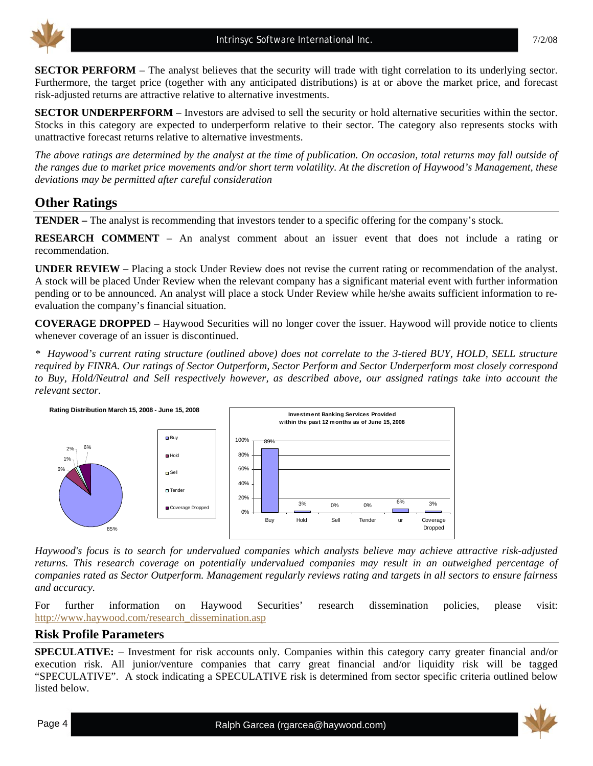**SECTOR PERFORM** – The analyst believes that the security will trade with tight correlation to its underlying sector. Furthermore, the target price (together with any anticipated distributions) is at or above the market price, and forecast risk-adjusted returns are attractive relative to alternative investments.

**SECTOR UNDERPERFORM** – Investors are advised to sell the security or hold alternative securities within the sector. Stocks in this category are expected to underperform relative to their sector. The category also represents stocks with unattractive forecast returns relative to alternative investments.

*The above ratings are determined by the analyst at the time of publication. On occasion, total returns may fall outside of the ranges due to market price movements and/or short term volatility. At the discretion of Haywood's Management, these deviations may be permitted after careful consideration*

## Other Ratings

**TENDER –** The analyst is recommending that investors tender to a specific offering for the company's stock.

**RESEARCH COMMENT** – An analyst comment about an issuer event that does not include a rating or recommendation.

**UNDER REVIEW –** Placing a stock Under Review does not revise the current rating or recommendation of the analyst. A stock will be placed Under Review when the relevant company has a significant material event with further information pending or to be announced. An analyst will place a stock Under Review while he/she awaits sufficient information to re-evaluation the company's financial situation.

**COVERAGE DROPPED** – Haywood Securities will no longer cover the issuer. Haywood will provide notice to clients whenever coverage of an issuer is discontinued.

*\* Haywood's current rating structure (outlined above) does not correlate to the 3-tiered BUY, HOLD, SELL structure required by FINRA. Our ratings of Sector Outperform, Sector Perform and Sector Underperform most closely correspond to Buy, Hold/Neutral and Sell respectively however, as described above, our assigned ratings take into account the relevant sector.*

**Rating Distribution March 15, 2008 - June 15, 2008**

| Rating | Distribution |
|---|---|
| Buy | 85% |
| Hold | 6% |
| Sell | 1% |
| Tender | 2% |
| Coverage Dropped | 6% |

**Investment Banking Services Provided within the past 12 months as of June 15, 2008**

| Buy | Hold | Sell | Tender | ur | Coverage Dropped |
|---|---|---|---|---|---|
| 89% | 3% | 0% | 0% | 6% | 3% |

*Haywood's focus is to search for undervalued companies which analysts believe may achieve attractive risk-adjusted returns. This research coverage on potentially undervalued companies may result in an outweighed percentage of companies rated as Sector Outperform. Management regularly reviews rating and targets in all sectors to ensure fairness and accuracy.*

For further information on Haywood Securities' research dissemination policies, please visit: http://www.haywood.com/research_dissemination.asp

## Risk Profile Parameters

**SPECULATIVE:** – Investment for risk accounts only. Companies within this category carry greater financial and/or execution risk. All junior/venture companies that carry great financial and/or liquidity risk will be tagged "SPECULATIVE". A stock indicating a SPECULATIVE risk is determined from sector specific criteria outlined below listed below.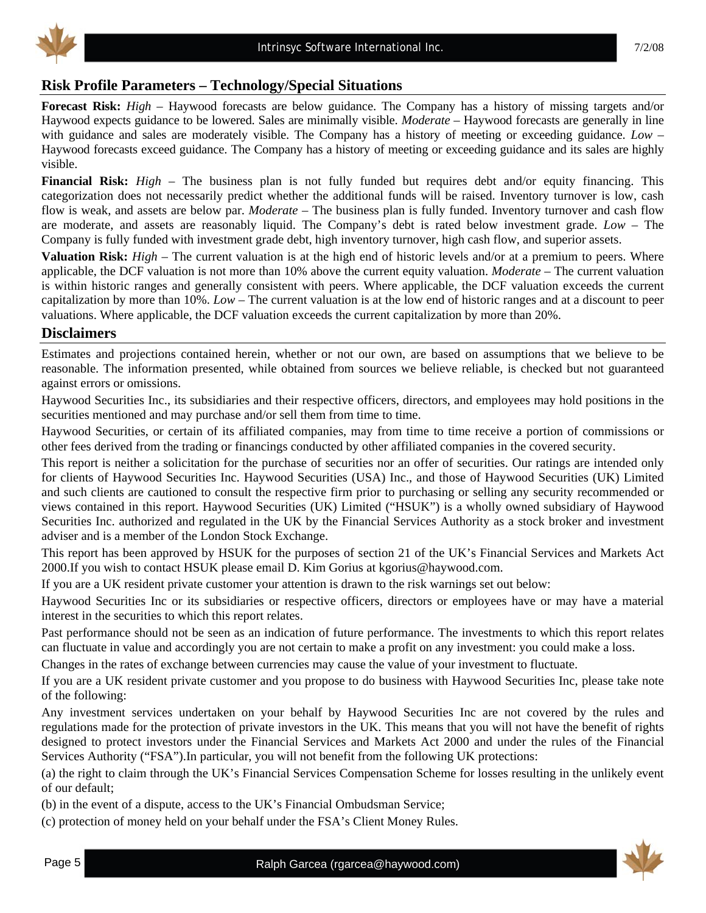## Risk Profile Parameters – Technology/Special Situations

**Forecast Risk:** *High* – Haywood forecasts are below guidance. The Company has a history of missing targets and/or Haywood expects guidance to be lowered. Sales are minimally visible. *Moderate* – Haywood forecasts are generally in line with guidance and sales are moderately visible. The Company has a history of meeting or exceeding guidance. *Low* – Haywood forecasts exceed guidance. The Company has a history of meeting or exceeding guidance and its sales are highly visible.

**Financial Risk:** *High* – The business plan is not fully funded but requires debt and/or equity financing. This categorization does not necessarily predict whether the additional funds will be raised. Inventory turnover is low, cash flow is weak, and assets are below par. *Moderate* – The business plan is fully funded. Inventory turnover and cash flow are moderate, and assets are reasonably liquid. The Company's debt is rated below investment grade. *Low* – The Company is fully funded with investment grade debt, high inventory turnover, high cash flow, and superior assets.

**Valuation Risk:** *High* – The current valuation is at the high end of historic levels and/or at a premium to peers. Where applicable, the DCF valuation is not more than 10% above the current equity valuation. *Moderate* – The current valuation is within historic ranges and generally consistent with peers. Where applicable, the DCF valuation exceeds the current capitalization by more than 10%. *Low* – The current valuation is at the low end of historic ranges and at a discount to peer valuations. Where applicable, the DCF valuation exceeds the current capitalization by more than 20%.

## Disclaimers

Estimates and projections contained herein, whether or not our own, are based on assumptions that we believe to be reasonable. The information presented, while obtained from sources we believe reliable, is checked but not guaranteed against errors or omissions.

Haywood Securities Inc., its subsidiaries and their respective officers, directors, and employees may hold positions in the securities mentioned and may purchase and/or sell them from time to time.

Haywood Securities, or certain of its affiliated companies, may from time to time receive a portion of commissions or other fees derived from the trading or financings conducted by other affiliated companies in the covered security.

This report is neither a solicitation for the purchase of securities nor an offer of securities. Our ratings are intended only for clients of Haywood Securities Inc. Haywood Securities (USA) Inc., and those of Haywood Securities (UK) Limited and such clients are cautioned to consult the respective firm prior to purchasing or selling any security recommended or views contained in this report. Haywood Securities (UK) Limited ("HSUK") is a wholly owned subsidiary of Haywood Securities Inc. authorized and regulated in the UK by the Financial Services Authority as a stock broker and investment adviser and is a member of the London Stock Exchange.

This report has been approved by HSUK for the purposes of section 21 of the UK's Financial Services and Markets Act 2000.If you wish to contact HSUK please email D. Kim Gorius at kgorius@haywood.com.

If you are a UK resident private customer your attention is drawn to the risk warnings set out below:

Haywood Securities Inc or its subsidiaries or respective officers, directors or employees have or may have a material interest in the securities to which this report relates.

Past performance should not be seen as an indication of future performance. The investments to which this report relates can fluctuate in value and accordingly you are not certain to make a profit on any investment: you could make a loss.

Changes in the rates of exchange between currencies may cause the value of your investment to fluctuate.

If you are a UK resident private customer and you propose to do business with Haywood Securities Inc, please take note of the following:

Any investment services undertaken on your behalf by Haywood Securities Inc are not covered by the rules and regulations made for the protection of private investors in the UK. This means that you will not have the benefit of rights designed to protect investors under the Financial Services and Markets Act 2000 and under the rules of the Financial Services Authority ("FSA").In particular, you will not benefit from the following UK protections:

(a) the right to claim through the UK's Financial Services Compensation Scheme for losses resulting in the unlikely event of our default;

(b) in the event of a dispute, access to the UK's Financial Ombudsman Service;

(c) protection of money held on your behalf under the FSA's Client Money Rules.